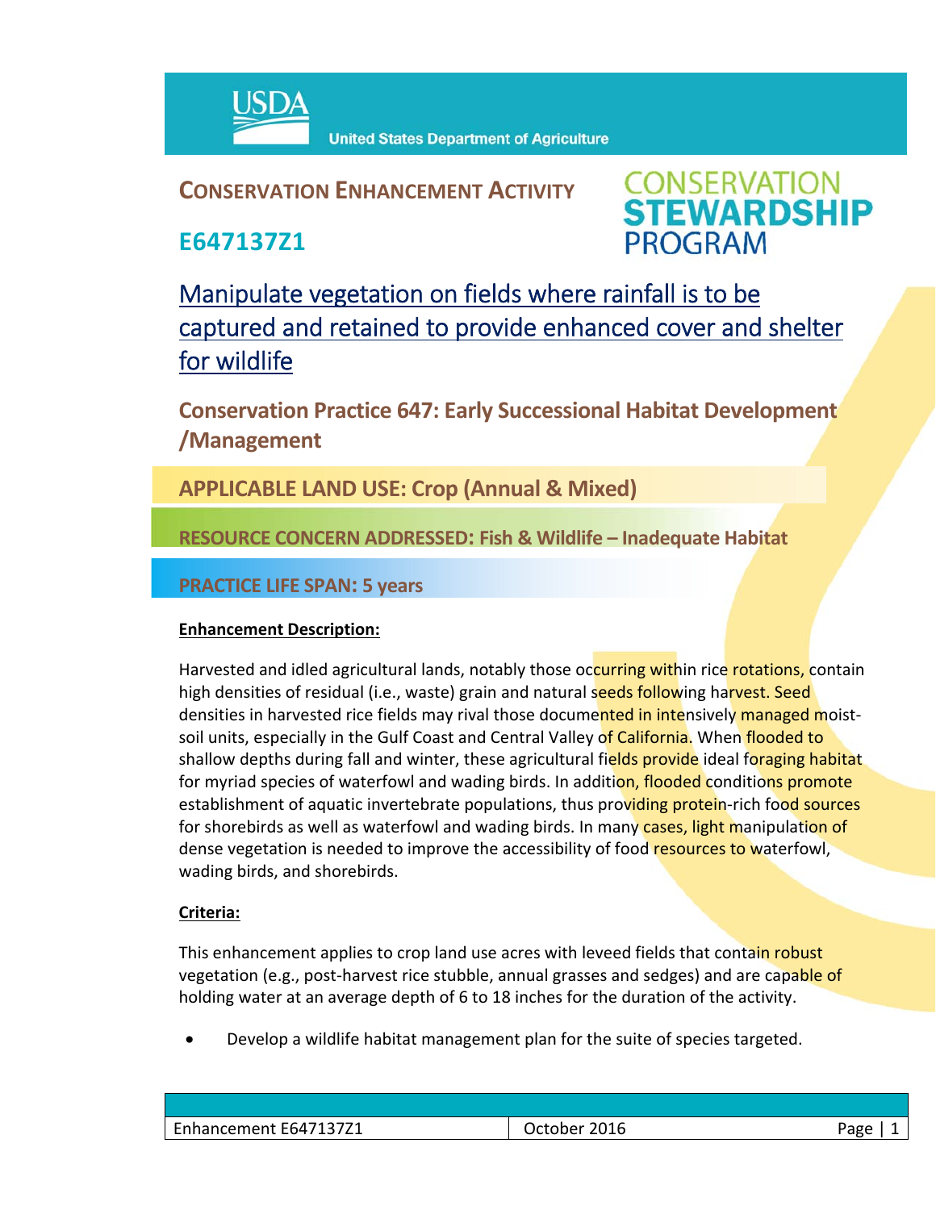United States Department of Agriculture

## CONSERVATION ENHANCEMENT ACTIVITY

## E647137Z1

CONSERVATION STEWARDSHIP PROGRAM

# Manipulate vegetation on fields where rainfall is to be captured and retained to provide enhanced cover and shelter for wildlife

## Conservation Practice 647: Early Successional Habitat Development /Management

**APPLICABLE LAND USE: Crop (Annual & Mixed)**

**RESOURCE CONCERN ADDRESSED: Fish & Wildlife – Inadequate Habitat**

**PRACTICE LIFE SPAN: 5 years**

**Enhancement Description:**

Harvested and idled agricultural lands, notably those occurring within rice rotations, contain high densities of residual (i.e., waste) grain and natural seeds following harvest. Seed densities in harvested rice fields may rival those documented in intensively managed moist-soil units, especially in the Gulf Coast and Central Valley of California. When flooded to shallow depths during fall and winter, these agricultural fields provide ideal foraging habitat for myriad species of waterfowl and wading birds. In addition, flooded conditions promote establishment of aquatic invertebrate populations, thus providing protein-rich food sources for shorebirds as well as waterfowl and wading birds. In many cases, light manipulation of dense vegetation is needed to improve the accessibility of food resources to waterfowl, wading birds, and shorebirds.

**Criteria:**

This enhancement applies to crop land use acres with leveed fields that contain robust vegetation (e.g., post-harvest rice stubble, annual grasses and sedges) and are capable of holding water at an average depth of 6 to 18 inches for the duration of the activity.

- Develop a wildlife habitat management plan for the suite of species targeted.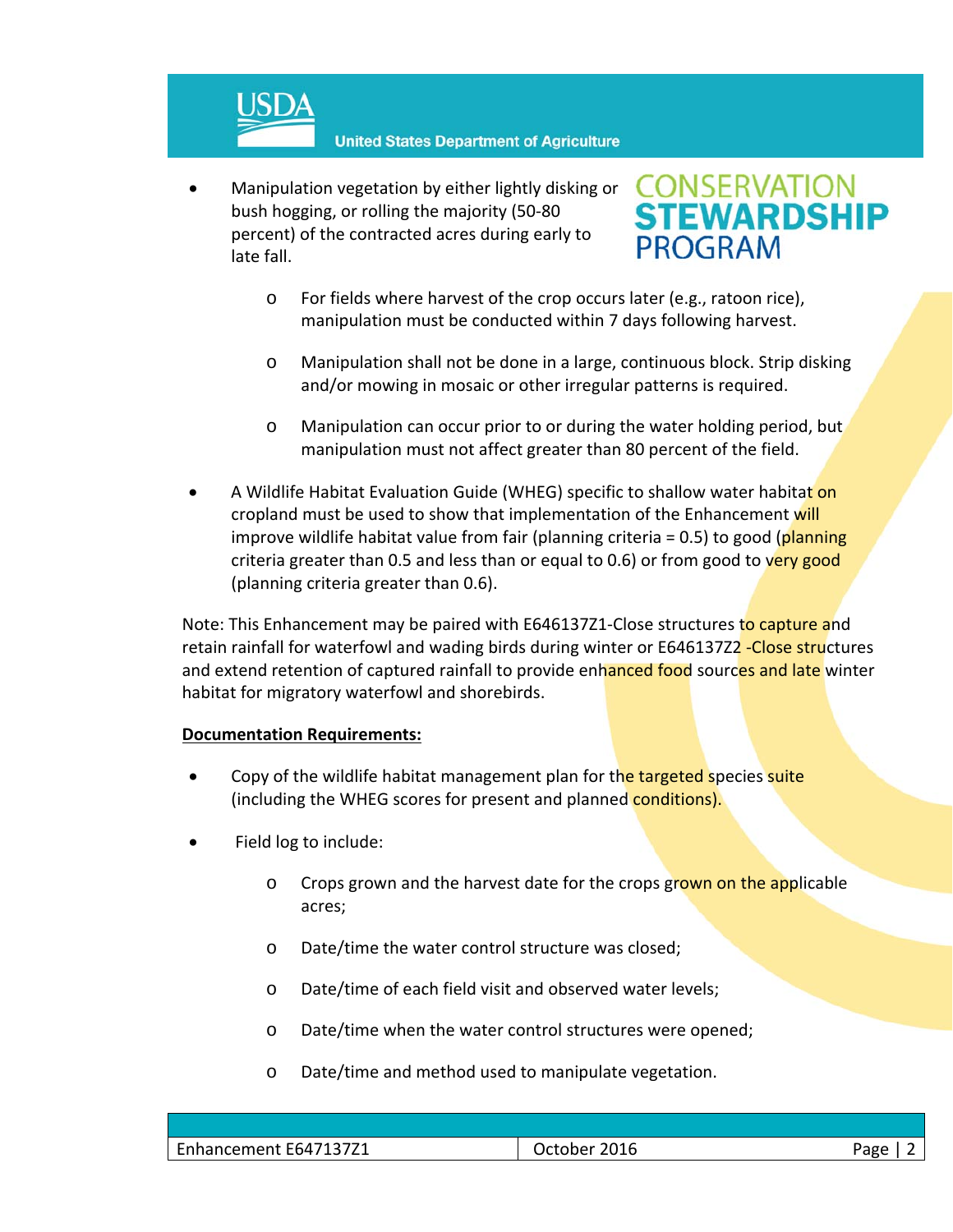- Manipulation vegetation by either lightly disking or bush hogging, or rolling the majority (50-80 percent) of the contracted acres during early to late fall.
  - For fields where harvest of the crop occurs later (e.g., ratoon rice), manipulation must be conducted within 7 days following harvest.
  - Manipulation shall not be done in a large, continuous block. Strip disking and/or mowing in mosaic or other irregular patterns is required.
  - Manipulation can occur prior to or during the water holding period, but manipulation must not affect greater than 80 percent of the field.
- A Wildlife Habitat Evaluation Guide (WHEG) specific to shallow water habitat on cropland must be used to show that implementation of the Enhancement will improve wildlife habitat value from fair (planning criteria = 0.5) to good (planning criteria greater than 0.5 and less than or equal to 0.6) or from good to very good (planning criteria greater than 0.6).

Note: This Enhancement may be paired with E646137Z1-Close structures to capture and retain rainfall for waterfowl and wading birds during winter or E646137Z2 -Close structures and extend retention of captured rainfall to provide enhanced food sources and late winter habitat for migratory waterfowl and shorebirds.

**Documentation Requirements:**

- Copy of the wildlife habitat management plan for the targeted species suite (including the WHEG scores for present and planned conditions).
- Field log to include:
  - Crops grown and the harvest date for the crops grown on the applicable acres;
  - Date/time the water control structure was closed;
  - Date/time of each field visit and observed water levels;
  - Date/time when the water control structures were opened;
  - Date/time and method used to manipulate vegetation.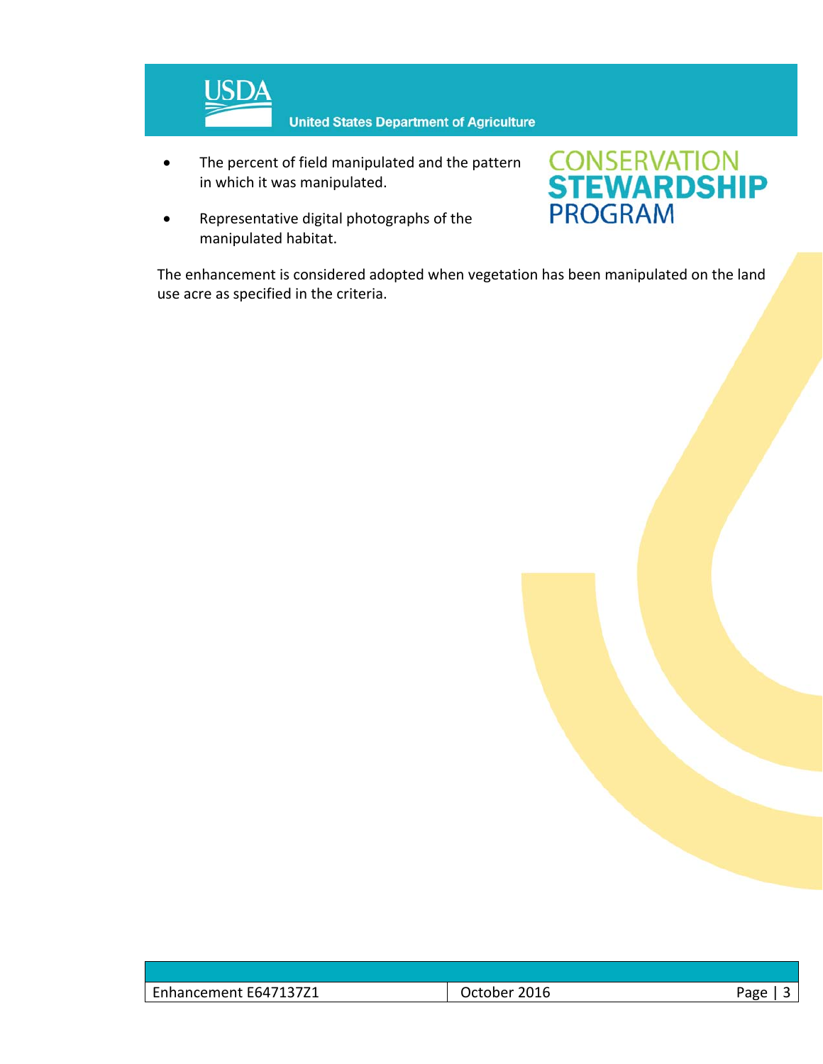- The percent of field manipulated and the pattern in which it was manipulated.
- Representative digital photographs of the manipulated habitat.

The enhancement is considered adopted when vegetation has been manipulated on the land use acre as specified in the criteria.